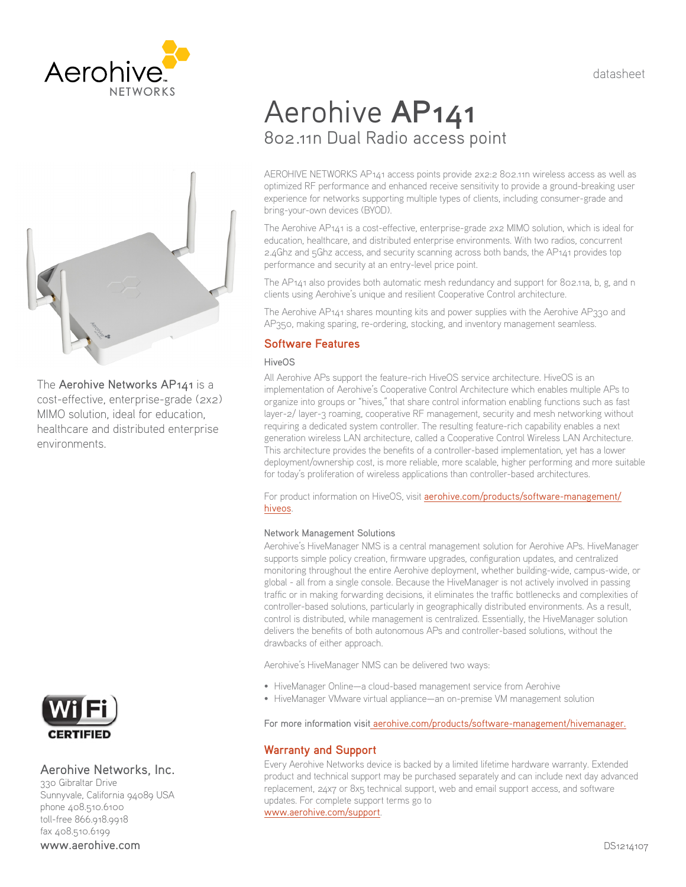Aerohive NETWORKS

datasheet

# Aerohive **AP141**

## 802.11n Dual Radio access point

The **Aerohive Networks AP141** is a cost-effective, enterprise-grade (2x2) MIMO solution, ideal for education, healthcare and distributed enterprise environments.

AEROHIVE NETWORKS AP141 access points provide 2x2:2 802.11n wireless access as well as optimized RF performance and enhanced receive sensitivity to provide a ground-breaking user experience for networks supporting multiple types of clients, including consumer-grade and bring-your-own devices (BYOD).

The Aerohive AP141 is a cost-effective, enterprise-grade 2x2 MIMO solution, which is ideal for education, healthcare, and distributed enterprise environments. With two radios, concurrent 2.4Ghz and 5Ghz access, and security scanning across both bands, the AP141 provides top performance and security at an entry-level price point.

The AP141 also provides both automatic mesh redundancy and support for 802.11a, b, g, and n clients using Aerohive's unique and resilient Cooperative Control architecture.

The Aerohive AP141 shares mounting kits and power supplies with the Aerohive AP330 and AP350, making sparing, re-ordering, stocking, and inventory management seamless.

## Software Features

### HiveOS

All Aerohive APs support the feature-rich HiveOS service architecture. HiveOS is an implementation of Aerohive's Cooperative Control Architecture which enables multiple APs to organize into groups or "hives," that share control information enabling functions such as fast layer-2/ layer-3 roaming, cooperative RF management, security and mesh networking without requiring a dedicated system controller. The resulting feature-rich capability enables a next generation wireless LAN architecture, called a Cooperative Control Wireless LAN Architecture. This architecture provides the benefits of a controller-based implementation, yet has a lower deployment/ownership cost, is more reliable, more scalable, higher performing and more suitable for today's proliferation of wireless applications than controller-based architectures.

For product information on HiveOS, visit aerohive.com/products/software-management/hiveos.

### Network Management Solutions

Aerohive's HiveManager NMS is a central management solution for Aerohive APs. HiveManager supports simple policy creation, firmware upgrades, configuration updates, and centralized monitoring throughout the entire Aerohive deployment, whether building-wide, campus-wide, or global - all from a single console. Because the HiveManager is not actively involved in passing traffic or in making forwarding decisions, it eliminates the traffic bottlenecks and complexities of controller-based solutions, particularly in geographically distributed environments. As a result, control is distributed, while management is centralized. Essentially, the HiveManager solution delivers the benefits of both autonomous APs and controller-based solutions, without the drawbacks of either approach.

Aerohive's HiveManager NMS can be delivered two ways:

- HiveManager Online—a cloud-based management service from Aerohive
- HiveManager VMware virtual appliance—an on-premise VM management solution

For more information visit aerohive.com/products/software-management/hivemanager.

## Warranty and Support

Every Aerohive Networks device is backed by a limited lifetime hardware warranty. Extended product and technical support may be purchased separately and can include next day advanced replacement, 24x7 or 8x5 technical support, web and email support access, and software updates. For complete support terms go to www.aerohive.com/support.

Wi Fi CERTIFIED

**Aerohive Networks, Inc.**
330 Gibraltar Drive
Sunnyvale, California 94089 USA
phone 408.510.6100
toll-free 866.918.9918
fax 408.510.6199
www.aerohive.com

DS1214107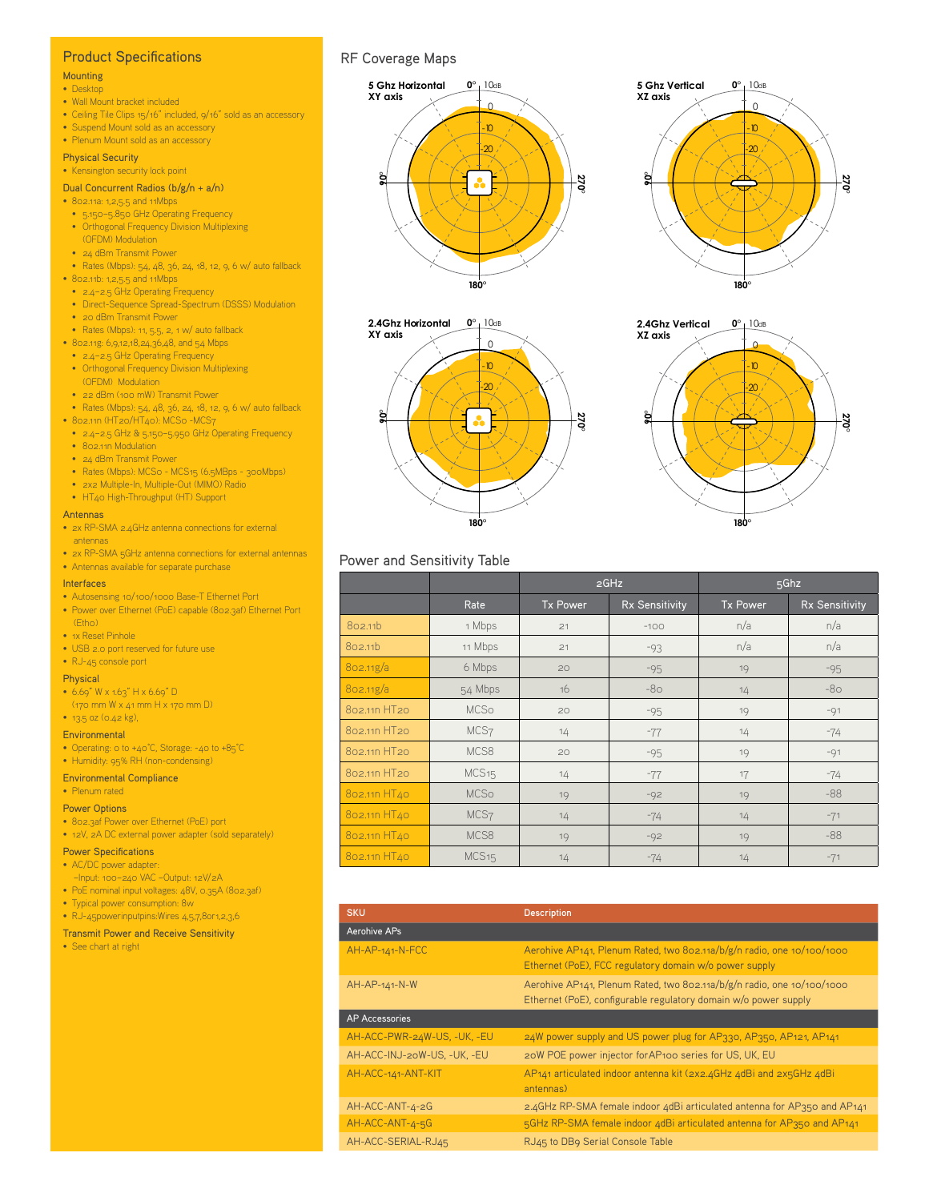## Product Specifications

### Mounting

- Desktop
- Wall Mount bracket included
- Ceiling Tile Clips 15/16" included, 9/16" sold as an accessory
- Suspend Mount sold as an accessory
- Plenum Mount sold as an accessory

### Physical Security

- Kensington security lock point

### Dual Concurrent Radios (b/g/n + a/n)

- 802.11a: 1,2,5.5 and 11Mbps
  - 5.150–5.850 GHz Operating Frequency
  - Orthogonal Frequency Division Multiplexing (OFDM) Modulation
  - 24 dBm Transmit Power
  - Rates (Mbps): 54, 48, 36, 24, 18, 12, 9, 6 w/ auto fallback
- 802.11b: 1,2,5.5 and 11Mbps
  - 2.4–2.5 GHz Operating Frequency
  - Direct-Sequence Spread-Spectrum (DSSS) Modulation
  - 20 dBm Transmit Power
  - Rates (Mbps): 11, 5.5, 2, 1 w/ auto fallback
- 802.11g: 6,9,12,18,24,36,48, and 54 Mbps
  - 2.4–2.5 GHz Operating Frequency
  - Orthogonal Frequency Division Multiplexing (OFDM) Modulation
  - 22 dBm (100 mW) Transmit Power
  - Rates (Mbps): 54, 48, 36, 24, 18, 12, 9, 6 w/ auto fallback
- 802.11n (HT20/HT40): MCS0 -MCS7
  - 2.4–2.5 GHz & 5.150–5.950 GHz Operating Frequency
  - 802.11n Modulation
  - 24 dBm Transmit Power
  - Rates (Mbps): MCS0 - MCS15 (6.5MBps - 300Mbps)
  - 2x2 Multiple-In, Multiple-Out (MIMO) Radio
  - HT40 High-Throughput (HT) Support

### Antennas

- 2x RP-SMA 2.4GHz antenna connections for external antennas
- 2x RP-SMA 5GHz antenna connections for external antennas
- Antennas available for separate purchase

### Interfaces

- Autosensing 10/100/1000 Base-T Ethernet Port
- Power over Ethernet (PoE) capable (802.3af) Ethernet Port (Eth0)
- 1x Reset Pinhole
- USB 2.0 port reserved for future use
- RJ-45 console port

### Physical

- 6.69" W x 1.63" H x 6.69" D (170 mm W x 41 mm H x 170 mm D)
- 13.5 oz (0.42 kg),

### Environmental

- Operating: 0 to +40°C, Storage: -40 to +85°C
- Humidity: 95% RH (non-condensing)

### Environmental Compliance

- Plenum rated

### Power Options

- 802.3af Power over Ethernet (PoE) port
- 12V, 2A DC external power adapter (sold separately)

### Power Specifications

- AC/DC power adapter:
  –Input: 100–240 VAC –Output: 12V/2A
- PoE nominal input voltages: 48V, 0.35A (802.3af)
- Typical power consumption: 8w
- RJ-45powerinputpins:Wires 4,5,7,8or1,2,3,6

### Transmit Power and Receive Sensitivity

- See chart at right

## RF Coverage Maps

5 Ghz Horizontal XY axis
0° 10dB 0 -10 -20 90° 270° 180°

5 Ghz Vertical XZ axis
0° 10dB 0 -10 -20 90° 270° 180°

2.4Ghz Horizontal XY axis
0° 10dB 0 -10 -20 90° 270° 180°

2.4Ghz Vertical XZ axis
0° 10dB 0 -10 -20 90° 270° 180°

## Power and Sensitivity Table

| | | 2GHz | | 5Ghz | |
|---|---|---|---|---|---|
| | Rate | Tx Power | Rx Sensitivity | Tx Power | Rx Sensitivity |
| 802.11b | 1 Mbps | 21 | -100 | n/a | n/a |
| 802.11b | 11 Mbps | 21 | -93 | n/a | n/a |
| 802.11g/a | 6 Mbps | 20 | -95 | 19 | -95 |
| 802.11g/a | 54 Mbps | 16 | -80 | 14 | -80 |
| 802.11n HT20 | MCS0 | 20 | -95 | 19 | -91 |
| 802.11n HT20 | MCS7 | 14 | -77 | 14 | -74 |
| 802.11n HT20 | MCS8 | 20 | -95 | 19 | -91 |
| 802.11n HT20 | MCS15 | 14 | -77 | 17 | -74 |
| 802.11n HT40 | MCS0 | 19 | -92 | 19 | -88 |
| 802.11n HT40 | MCS7 | 14 | -74 | 14 | -71 |
| 802.11n HT40 | MCS8 | 19 | -92 | 19 | -88 |
| 802.11n HT40 | MCS15 | 14 | -74 | 14 | -71 |

| SKU | Description |
|---|---|
| **Aerohive APs** | |
| AH-AP-141-N-FCC | Aerohive AP141, Plenum Rated, two 802.11a/b/g/n radio, one 10/100/1000 Ethernet (PoE), FCC regulatory domain w/o power supply |
| AH-AP-141-N-W | Aerohive AP141, Plenum Rated, two 802.11a/b/g/n radio, one 10/100/1000 Ethernet (PoE), configurable regulatory domain w/o power supply |
| **AP Accessories** | |
| AH-ACC-PWR-24W-US, -UK, -EU | 24W power supply and US power plug for AP330, AP350, AP121, AP141 |
| AH-ACC-INJ-20W-US, -UK, -EU | 20W POE power injector forAP100 series for US, UK, EU |
| AH-ACC-141-ANT-KIT | AP141 articulated indoor antenna kit (2x2.4GHz 4dBi and 2x5GHz 4dBi antennas) |
| AH-ACC-ANT-4-2G | 2.4GHz RP-SMA female indoor 4dBi articulated antenna for AP350 and AP141 |
| AH-ACC-ANT-4-5G | 5GHz RP-SMA female indoor 4dBi articulated antenna for AP350 and AP141 |
| AH-ACC-SERIAL-RJ45 | RJ45 to DB9 Serial Console Table |